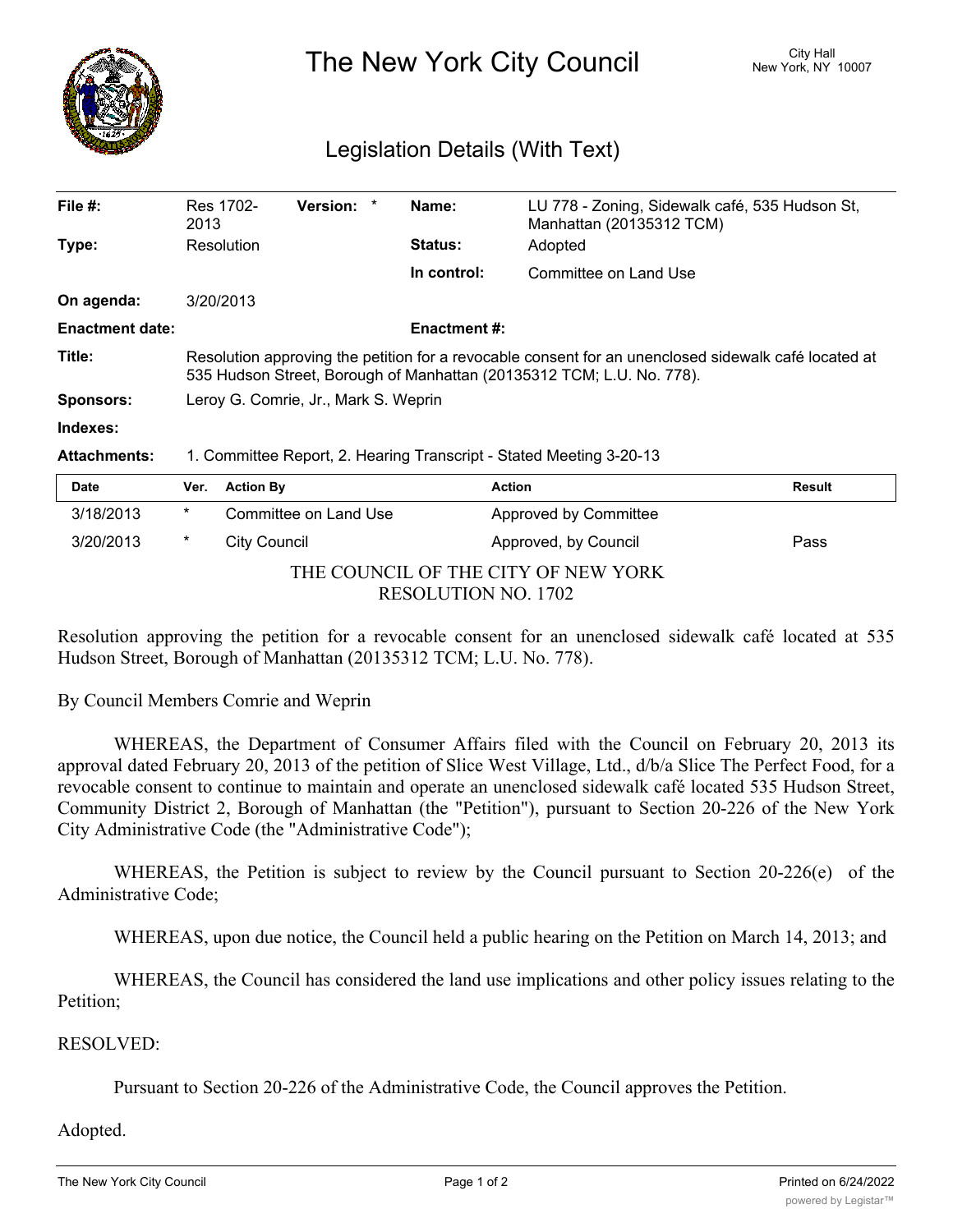# The New York City Council

City Hall
New York, NY 10007

## Legislation Details (With Text)

| | | | |
|---|---|---|---|
| **File #:** | Res 1702-2013 **Version:** * | **Name:** | LU 778 - Zoning, Sidewalk café, 535 Hudson St, Manhattan (20135312 TCM) |
| **Type:** | Resolution | **Status:** | Adopted |
| | | **In control:** | Committee on Land Use |
| **On agenda:** | 3/20/2013 | | |
| **Enactment date:** | | **Enactment #:** | |
| **Title:** | Resolution approving the petition for a revocable consent for an unenclosed sidewalk café located at 535 Hudson Street, Borough of Manhattan (20135312 TCM; L.U. No. 778). | | |
| **Sponsors:** | Leroy G. Comrie, Jr., Mark S. Weprin | | |
| **Indexes:** | | | |
| **Attachments:** | 1. Committee Report, 2. Hearing Transcript - Stated Meeting 3-20-13 | | |

| Date | Ver. | Action By | Action | Result |
|---|---|---|---|---|
| 3/18/2013 | * | Committee on Land Use | Approved by Committee | |
| 3/20/2013 | * | City Council | Approved, by Council | Pass |

THE COUNCIL OF THE CITY OF NEW YORK
RESOLUTION NO. 1702

Resolution approving the petition for a revocable consent for an unenclosed sidewalk café located at 535 Hudson Street, Borough of Manhattan (20135312 TCM; L.U. No. 778).

By Council Members Comrie and Weprin

WHEREAS, the Department of Consumer Affairs filed with the Council on February 20, 2013 its approval dated February 20, 2013 of the petition of Slice West Village, Ltd., d/b/a Slice The Perfect Food, for a revocable consent to continue to maintain and operate an unenclosed sidewalk café located 535 Hudson Street, Community District 2, Borough of Manhattan (the "Petition"), pursuant to Section 20-226 of the New York City Administrative Code (the "Administrative Code");

WHEREAS, the Petition is subject to review by the Council pursuant to Section 20-226(e) of the Administrative Code;

WHEREAS, upon due notice, the Council held a public hearing on the Petition on March 14, 2013; and

WHEREAS, the Council has considered the land use implications and other policy issues relating to the Petition;

RESOLVED:

Pursuant to Section 20-226 of the Administrative Code, the Council approves the Petition.

Adopted.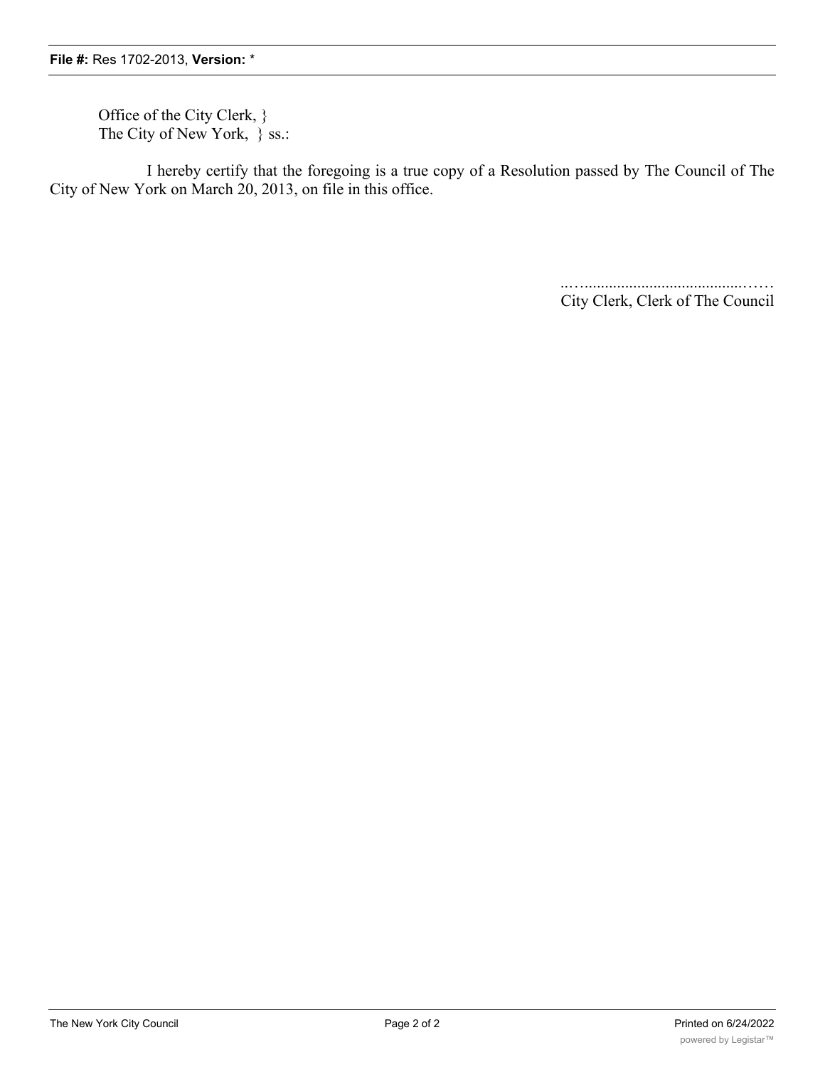Office of the City Clerk, }
The City of New York, } ss.:

I hereby certify that the foregoing is a true copy of a Resolution passed by The Council of The City of New York on March 20, 2013, on file in this office.

..…........................................……

City Clerk, Clerk of The Council